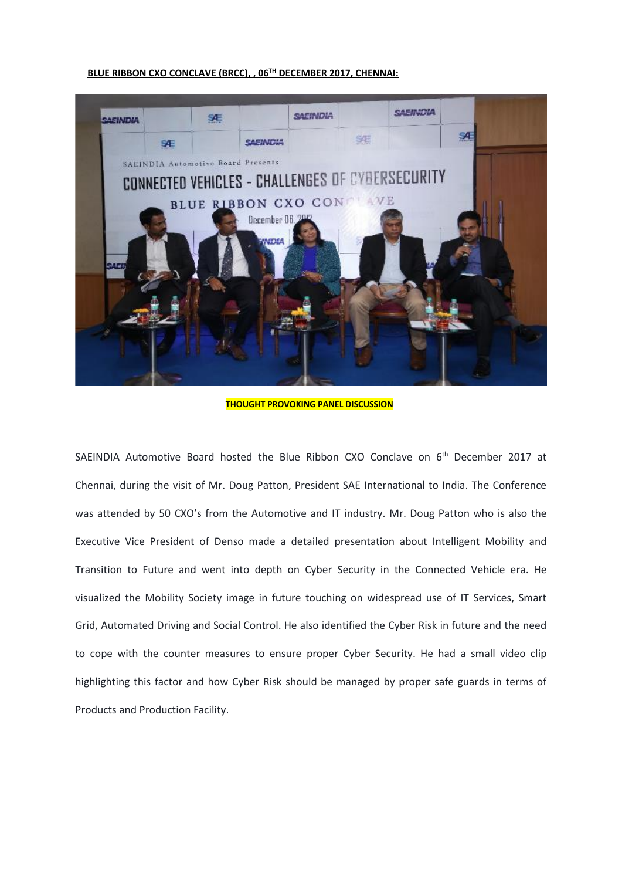**BLUE RIBBON CXO CONCLAVE (BRCC), , 06TH DECEMBER 2017, CHENNAI:**

**THOUGHT PROVOKING PANEL DISCUSSION**

SAEINDIA Automotive Board hosted the Blue Ribbon CXO Conclave on 6th December 2017 at Chennai, during the visit of Mr. Doug Patton, President SAE International to India. The Conference was attended by 50 CXO's from the Automotive and IT industry. Mr. Doug Patton who is also the Executive Vice President of Denso made a detailed presentation about Intelligent Mobility and Transition to Future and went into depth on Cyber Security in the Connected Vehicle era. He visualized the Mobility Society image in future touching on widespread use of IT Services, Smart Grid, Automated Driving and Social Control. He also identified the Cyber Risk in future and the need to cope with the counter measures to ensure proper Cyber Security. He had a small video clip highlighting this factor and how Cyber Risk should be managed by proper safe guards in terms of Products and Production Facility.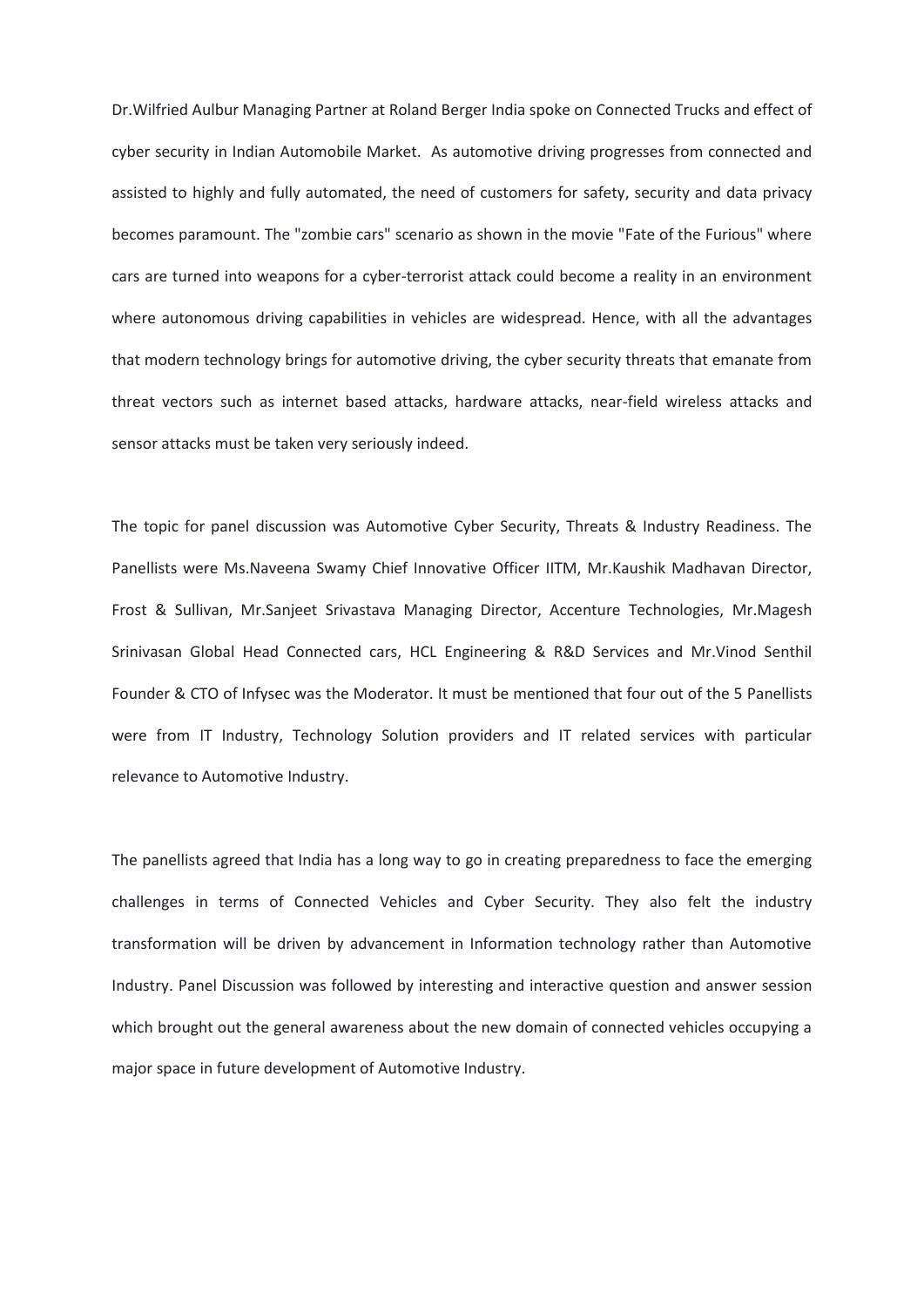Dr.Wilfried Aulbur Managing Partner at Roland Berger India spoke on Connected Trucks and effect of cyber security in Indian Automobile Market. As automotive driving progresses from connected and assisted to highly and fully automated, the need of customers for safety, security and data privacy becomes paramount. The "zombie cars" scenario as shown in the movie "Fate of the Furious" where cars are turned into weapons for a cyber-terrorist attack could become a reality in an environment where autonomous driving capabilities in vehicles are widespread. Hence, with all the advantages that modern technology brings for automotive driving, the cyber security threats that emanate from threat vectors such as internet based attacks, hardware attacks, near-field wireless attacks and sensor attacks must be taken very seriously indeed.

The topic for panel discussion was Automotive Cyber Security, Threats & Industry Readiness. The Panellists were Ms.Naveena Swamy Chief Innovative Officer IITM, Mr.Kaushik Madhavan Director, Frost & Sullivan, Mr.Sanjeet Srivastava Managing Director, Accenture Technologies, Mr.Magesh Srinivasan Global Head Connected cars, HCL Engineering & R&D Services and Mr.Vinod Senthil Founder & CTO of Infysec was the Moderator. It must be mentioned that four out of the 5 Panellists were from IT Industry, Technology Solution providers and IT related services with particular relevance to Automotive Industry.

The panellists agreed that India has a long way to go in creating preparedness to face the emerging challenges in terms of Connected Vehicles and Cyber Security. They also felt the industry transformation will be driven by advancement in Information technology rather than Automotive Industry. Panel Discussion was followed by interesting and interactive question and answer session which brought out the general awareness about the new domain of connected vehicles occupying a major space in future development of Automotive Industry.